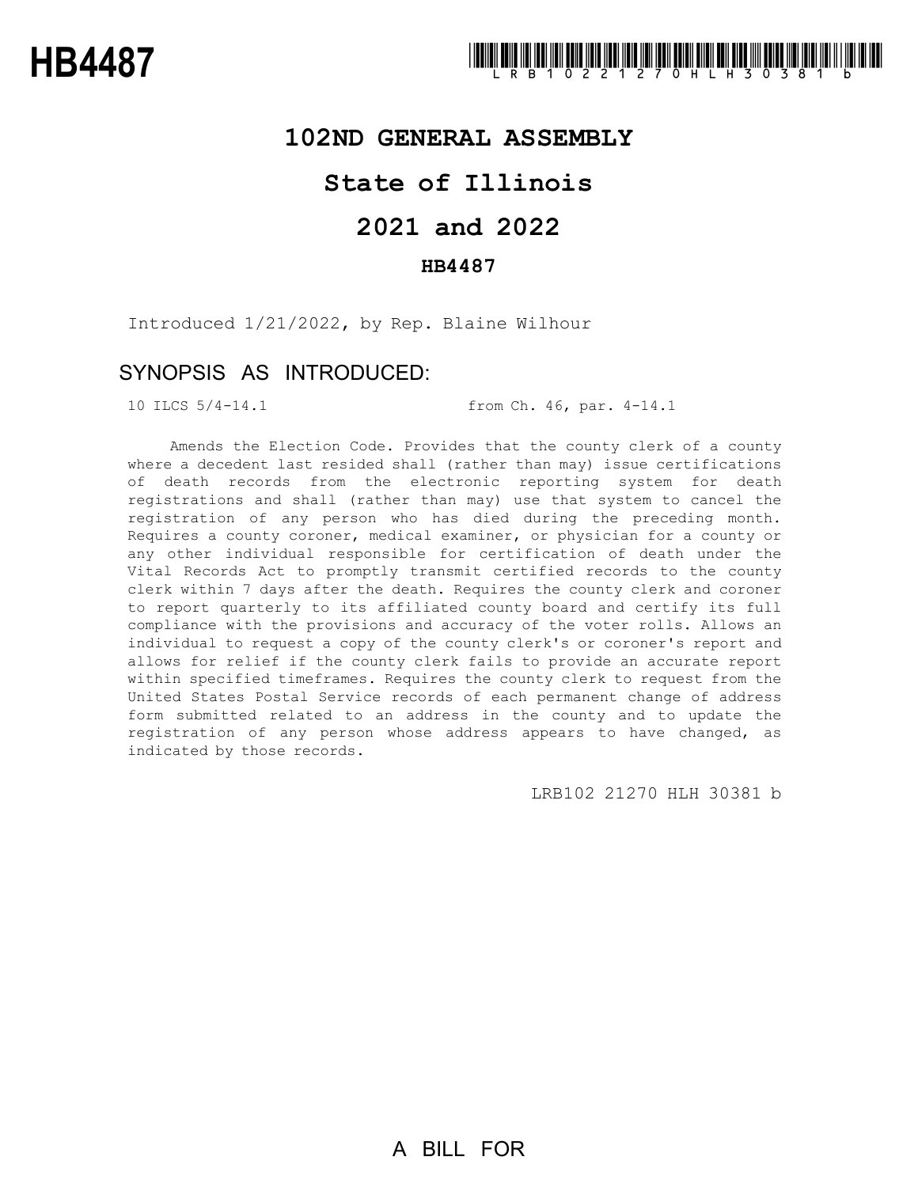# HB4487

LRB102 21270 HLH 30381 b

## 102ND GENERAL ASSEMBLY

## State of Illinois

## 2021 and 2022

### HB4487

Introduced 1/21/2022, by Rep. Blaine Wilhour

## SYNOPSIS AS INTRODUCED:

10 ILCS 5/4-14.1 from Ch. 46, par. 4-14.1

Amends the Election Code. Provides that the county clerk of a county where a decedent last resided shall (rather than may) issue certifications of death records from the electronic reporting system for death registrations and shall (rather than may) use that system to cancel the registration of any person who has died during the preceding month. Requires a county coroner, medical examiner, or physician for a county or any other individual responsible for certification of death under the Vital Records Act to promptly transmit certified records to the county clerk within 7 days after the death. Requires the county clerk and coroner to report quarterly to its affiliated county board and certify its full compliance with the provisions and accuracy of the voter rolls. Allows an individual to request a copy of the county clerk's or coroner's report and allows for relief if the county clerk fails to provide an accurate report within specified timeframes. Requires the county clerk to request from the United States Postal Service records of each permanent change of address form submitted related to an address in the county and to update the registration of any person whose address appears to have changed, as indicated by those records.

LRB102 21270 HLH 30381 b

A BILL FOR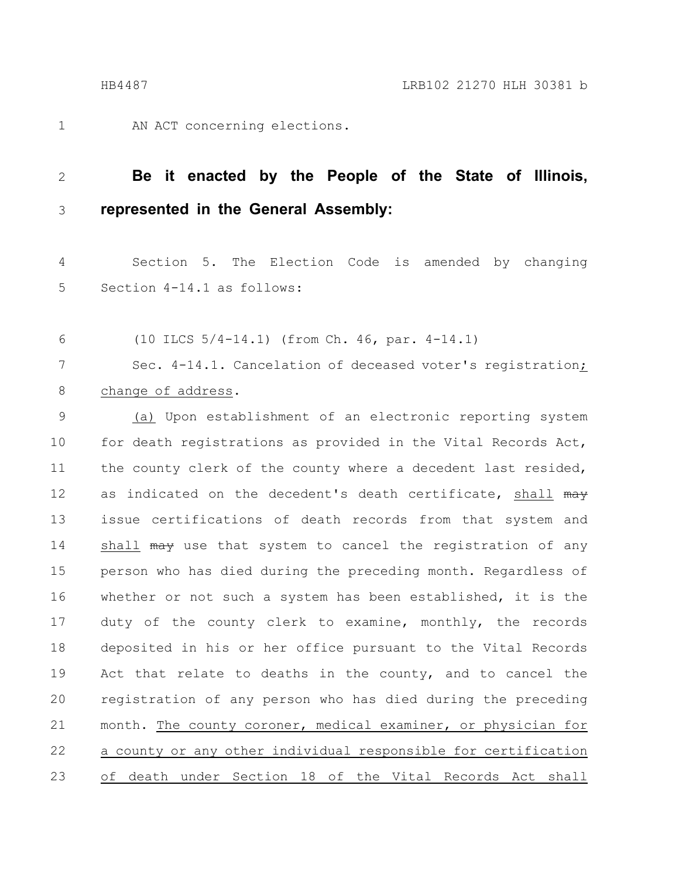AN ACT concerning elections.

**Be it enacted by the People of the State of Illinois, represented in the General Assembly:**

Section 5. The Election Code is amended by changing Section 4-14.1 as follows:

(10 ILCS 5/4-14.1) (from Ch. 46, par. 4-14.1)

Sec. 4-14.1. Cancelation of deceased voter's registration; change of address.

(a) Upon establishment of an electronic reporting system for death registrations as provided in the Vital Records Act, the county clerk of the county where a decedent last resided, as indicated on the decedent's death certificate, shall ~~may~~ issue certifications of death records from that system and shall ~~may~~ use that system to cancel the registration of any person who has died during the preceding month. Regardless of whether or not such a system has been established, it is the duty of the county clerk to examine, monthly, the records deposited in his or her office pursuant to the Vital Records Act that relate to deaths in the county, and to cancel the registration of any person who has died during the preceding month. The county coroner, medical examiner, or physician for a county or any other individual responsible for certification of death under Section 18 of the Vital Records Act shall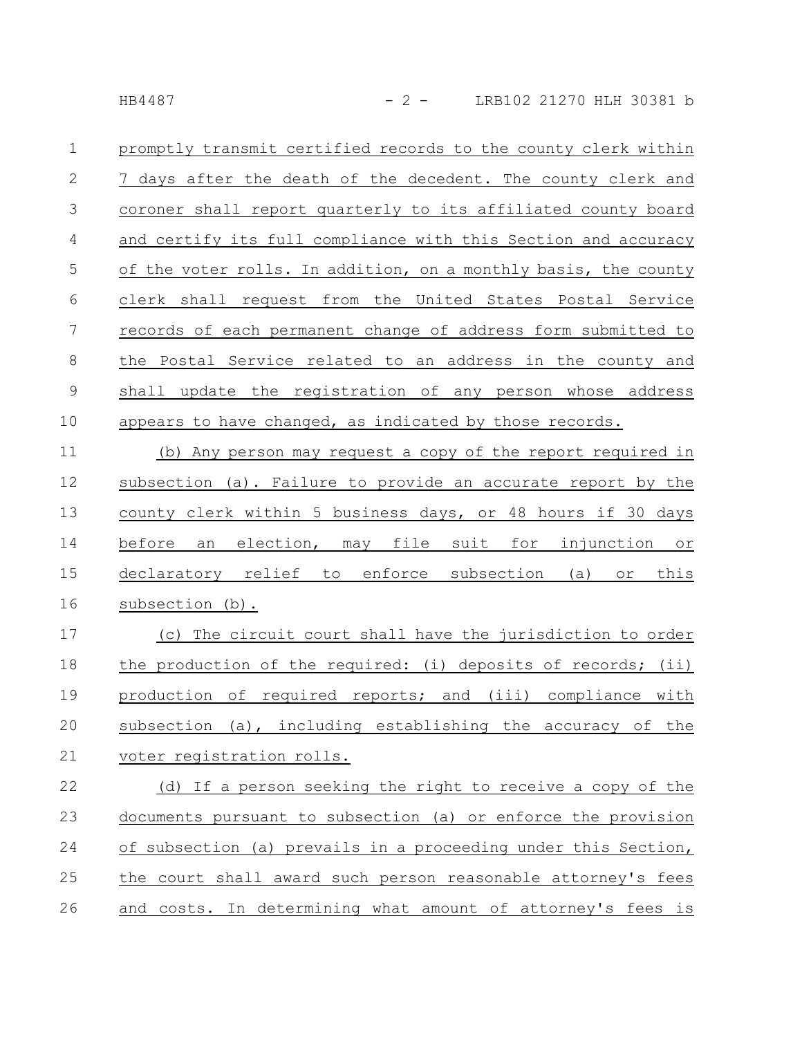promptly transmit certified records to the county clerk within 7 days after the death of the decedent. The county clerk and coroner shall report quarterly to its affiliated county board and certify its full compliance with this Section and accuracy of the voter rolls. In addition, on a monthly basis, the county clerk shall request from the United States Postal Service records of each permanent change of address form submitted to the Postal Service related to an address in the county and shall update the registration of any person whose address appears to have changed, as indicated by those records.

(b) Any person may request a copy of the report required in subsection (a). Failure to provide an accurate report by the county clerk within 5 business days, or 48 hours if 30 days before an election, may file suit for injunction or declaratory relief to enforce subsection (a) or this subsection (b).

(c) The circuit court shall have the jurisdiction to order the production of the required: (i) deposits of records; (ii) production of required reports; and (iii) compliance with subsection (a), including establishing the accuracy of the voter registration rolls.

(d) If a person seeking the right to receive a copy of the documents pursuant to subsection (a) or enforce the provision of subsection (a) prevails in a proceeding under this Section, the court shall award such person reasonable attorney's fees and costs. In determining what amount of attorney's fees is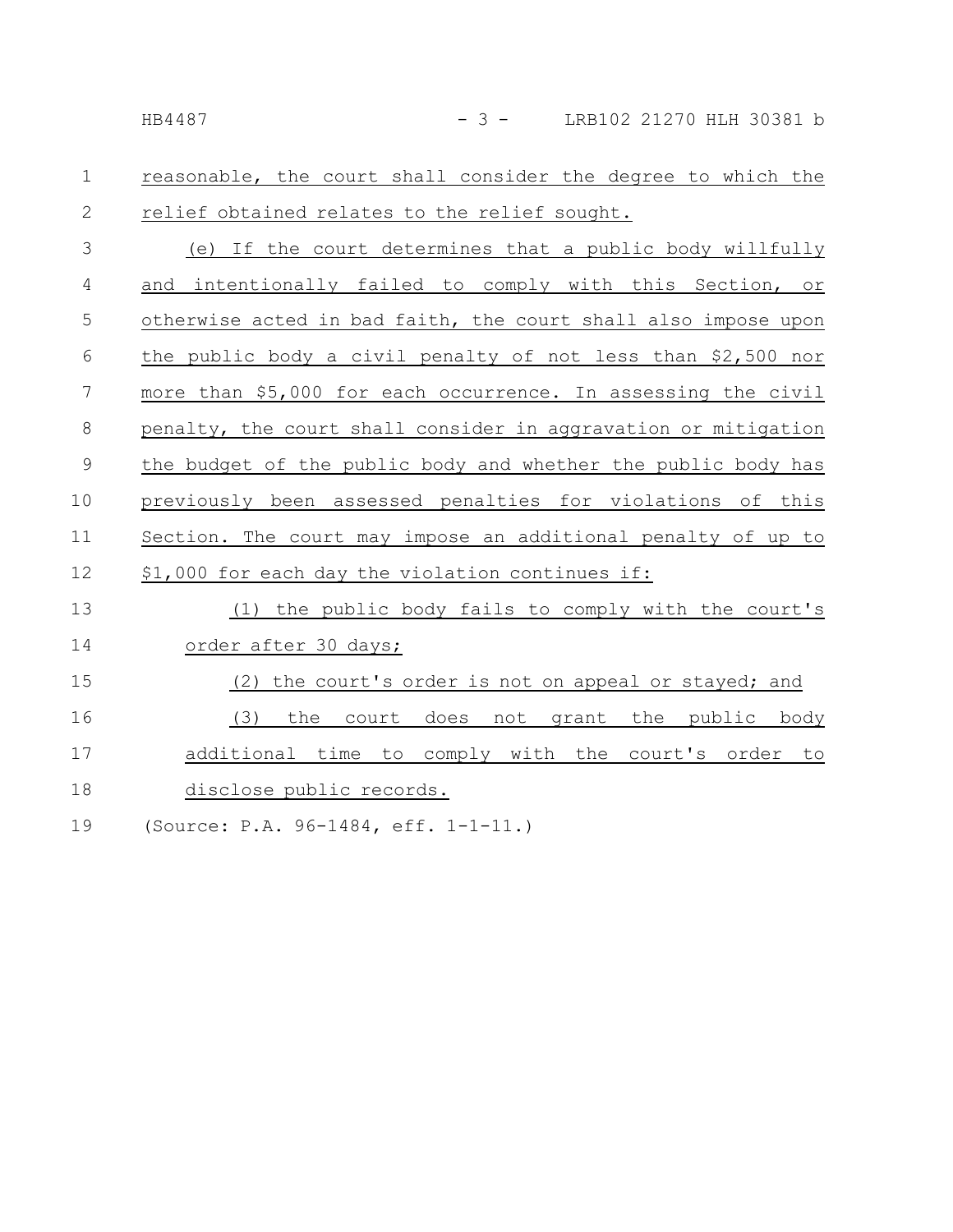reasonable, the court shall consider the degree to which the relief obtained relates to the relief sought.

(e) If the court determines that a public body willfully and intentionally failed to comply with this Section, or otherwise acted in bad faith, the court shall also impose upon the public body a civil penalty of not less than $2,500 nor more than $5,000 for each occurrence. In assessing the civil penalty, the court shall consider in aggravation or mitigation the budget of the public body and whether the public body has previously been assessed penalties for violations of this Section. The court may impose an additional penalty of up to $1,000 for each day the violation continues if:

(1) the public body fails to comply with the court's order after 30 days;

(2) the court's order is not on appeal or stayed; and

(3) the court does not grant the public body additional time to comply with the court's order to disclose public records.

(Source: P.A. 96-1484, eff. 1-1-11.)